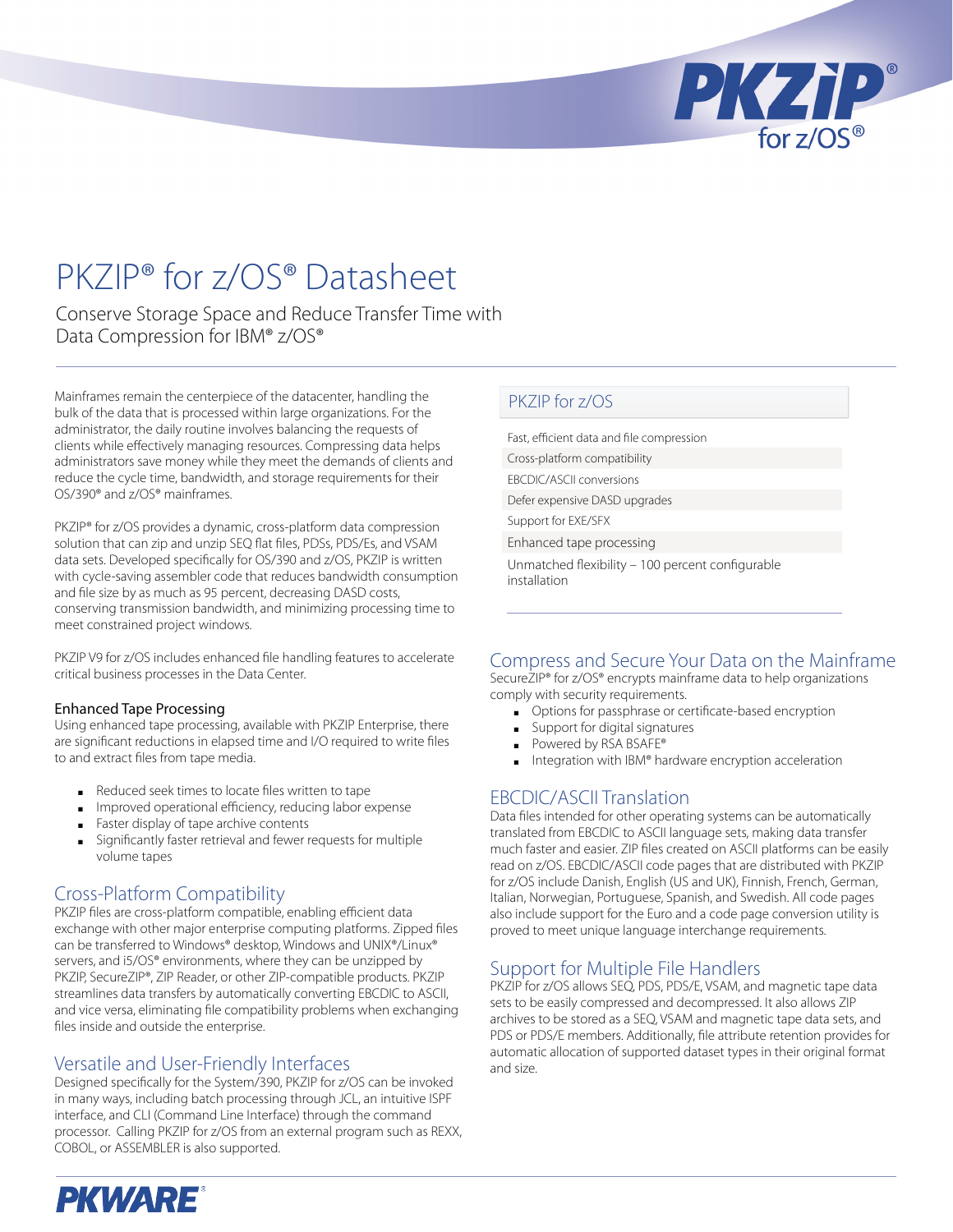# PKZIP® for z/OS® Datasheet

Conserve Storage Space and Reduce Transfer Time with Data Compression for IBM® z/OS®

Mainframes remain the centerpiece of the datacenter, handling the bulk of the data that is processed within large organizations. For the administrator, the daily routine involves balancing the requests of clients while effectively managing resources. Compressing data helps administrators save money while they meet the demands of clients and reduce the cycle time, bandwidth, and storage requirements for their OS/390® and z/OS® mainframes.

PKZIP® for z/OS provides a dynamic, cross-platform data compression solution that can zip and unzip SEQ flat files, PDSs, PDS/Es, and VSAM data sets. Developed specifically for OS/390 and z/OS, PKZIP is written with cycle-saving assembler code that reduces bandwidth consumption and file size by as much as 95 percent, decreasing DASD costs, conserving transmission bandwidth, and minimizing processing time to meet constrained project windows.

PKZIP V9 for z/OS includes enhanced file handling features to accelerate critical business processes in the Data Center.

### Enhanced Tape Processing

Using enhanced tape processing, available with PKZIP Enterprise, there are significant reductions in elapsed time and I/O required to write files to and extract files from tape media.

- Reduced seek times to locate files written to tape
- Improved operational efficiency, reducing labor expense
- Faster display of tape archive contents
- Significantly faster retrieval and fewer requests for multiple volume tapes

## Cross-Platform Compatibility

PKZIP files are cross-platform compatible, enabling efficient data exchange with other major enterprise computing platforms. Zipped files can be transferred to Windows® desktop, Windows and UNIX®/Linux® servers, and i5/OS® environments, where they can be unzipped by PKZIP, SecureZIP®, ZIP Reader, or other ZIP-compatible products. PKZIP streamlines data transfers by automatically converting EBCDIC to ASCII, and vice versa, eliminating file compatibility problems when exchanging files inside and outside the enterprise.

## Versatile and User-Friendly Interfaces

Designed specifically for the System/390, PKZIP for z/OS can be invoked in many ways, including batch processing through JCL, an intuitive ISPF interface, and CLI (Command Line Interface) through the command processor. Calling PKZIP for z/OS from an external program such as REXX, COBOL, or ASSEMBLER is also supported.

## PKZIP for z/OS

- Fast, efficient data and file compression
- Cross-platform compatibility
- EBCDIC/ASCII conversions
- Defer expensive DASD upgrades
- Support for EXE/SFX
- Enhanced tape processing
- Unmatched flexibility – 100 percent configurable installation

## Compress and Secure Your Data on the Mainframe

SecureZIP® for z/OS® encrypts mainframe data to help organizations comply with security requirements.

- Options for passphrase or certificate-based encryption
- Support for digital signatures
- Powered by RSA BSAFE®
- Integration with IBM® hardware encryption acceleration

## EBCDIC/ASCII Translation

Data files intended for other operating systems can be automatically translated from EBCDIC to ASCII language sets, making data transfer much faster and easier. ZIP files created on ASCII platforms can be easily read on z/OS. EBCDIC/ASCII code pages that are distributed with PKZIP for z/OS include Danish, English (US and UK), Finnish, French, German, Italian, Norwegian, Portuguese, Spanish, and Swedish. All code pages also include support for the Euro and a code page conversion utility is proved to meet unique language interchange requirements.

## Support for Multiple File Handlers

PKZIP for z/OS allows SEQ, PDS, PDS/E, VSAM, and magnetic tape data sets to be easily compressed and decompressed. It also allows ZIP archives to be stored as a SEQ, VSAM and magnetic tape data sets, and PDS or PDS/E members. Additionally, file attribute retention provides for automatic allocation of supported dataset types in their original format and size.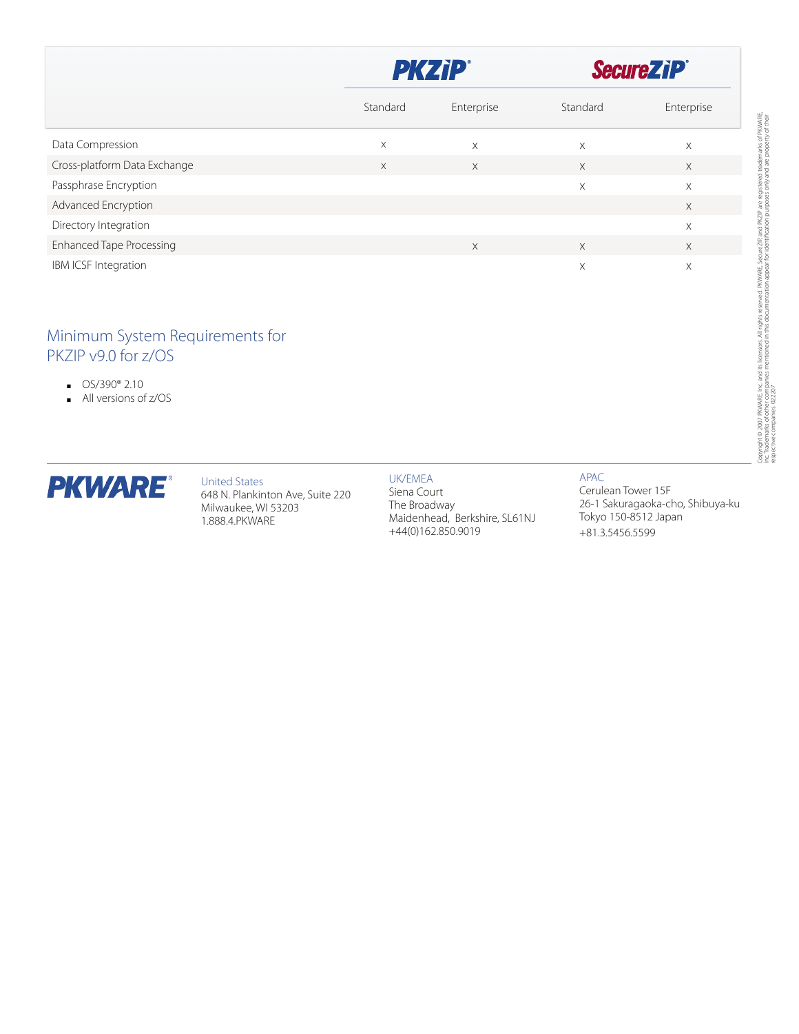| | PKZIP® | | SecureZIP® | |
|---|---|---|---|---|
| | Standard | Enterprise | Standard | Enterprise |
| Data Compression | x | x | x | x |
| Cross-platform Data Exchange | x | x | x | x |
| Passphrase Encryption | | | x | x |
| Advanced Encryption | | | | x |
| Directory Integration | | | | x |
| Enhanced Tape Processing | | x | x | x |
| IBM ICSF Integration | | | x | x |

## Minimum System Requirements for PKZIP v9.0 for z/OS

- OS/390® 2.10
- All versions of z/OS

Copyright © 2007 PKWARE, Inc. and its licensors. All rights reserved. PKWARE, SecureZIP and PKZIP are registered trademarks of PKWARE, Inc. Trademarks of other companies mentioned in this documentation appear for identification purposes only and are property of their respective companies. 022207

**PKWARE®**

United States
648 N. Plankinton Ave, Suite 220
Milwaukee, WI 53203
1.888.4.PKWARE

UK/EMEA
Siena Court
The Broadway
Maidenhead, Berkshire, SL61NJ
+44(0)162.850.9019

APAC
Cerulean Tower 15F
26-1 Sakuragaoka-cho, Shibuya-ku
Tokyo 150-8512 Japan
+81.3.5456.5599